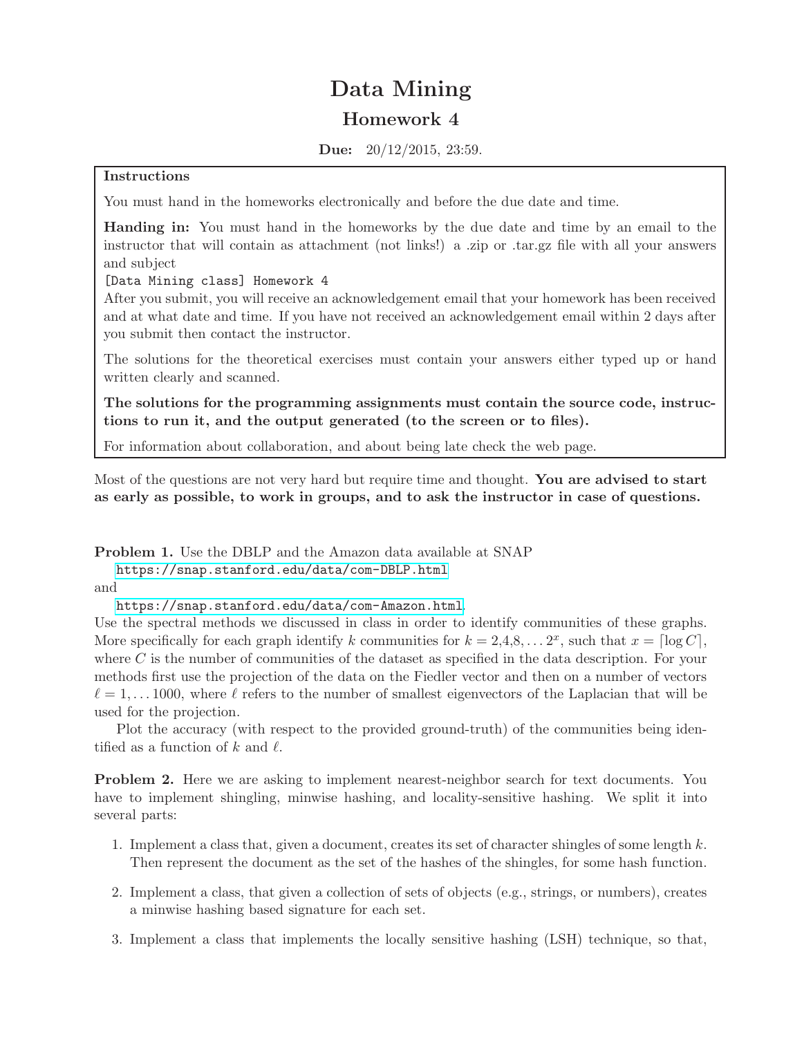# Data Mining

## Homework 4

**Due:** 20/12/2015, 23:59.

> **Instructions**
>
> You must hand in the homeworks electronically and before the due date and time.
>
> **Handing in:** You must hand in the homeworks by the due date and time by an email to the instructor that will contain as attachment (not links!) a .zip or .tar.gz file with all your answers and subject
>
> `[Data Mining class] Homework 4`
>
> After you submit, you will receive an acknowledgement email that your homework has been received and at what date and time. If you have not received an acknowledgement email within 2 days after you submit then contact the instructor.
>
> The solutions for the theoretical exercises must contain your answers either typed up or hand written clearly and scanned.
>
> **The solutions for the programming assignments must contain the source code, instructions to run it, and the output generated (to the screen or to files).**
>
> For information about collaboration, and about being late check the web page.

Most of the questions are not very hard but require time and thought. **You are advised to start as early as possible, to work in groups, and to ask the instructor in case of questions.**

**Problem 1.** Use the DBLP and the Amazon data available at SNAP
https://snap.stanford.edu/data/com-DBLP.html
and
https://snap.stanford.edu/data/com-Amazon.html.
Use the spectral methods we discussed in class in order to identify communities of these graphs. More specifically for each graph identify $k$ communities for $k = 2, 4, 8, \ldots 2^x$, such that $x = \lceil \log C \rceil$, where $C$ is the number of communities of the dataset as specified in the data description. For your methods first use the projection of the data on the Fiedler vector and then on a number of vectors $\ell = 1, \ldots 1000$, where $\ell$ refers to the number of smallest eigenvectors of the Laplacian that will be used for the projection.

Plot the accuracy (with respect to the provided ground-truth) of the communities being identified as a function of $k$ and $\ell$.

**Problem 2.** Here we are asking to implement nearest-neighbor search for text documents. You have to implement shingling, minwise hashing, and locality-sensitive hashing. We split it into several parts:

1. Implement a class that, given a document, creates its set of character shingles of some length $k$. Then represent the document as the set of the hashes of the shingles, for some hash function.
2. Implement a class, that given a collection of sets of objects (e.g., strings, or numbers), creates a minwise hashing based signature for each set.
3. Implement a class that implements the locally sensitive hashing (LSH) technique, so that,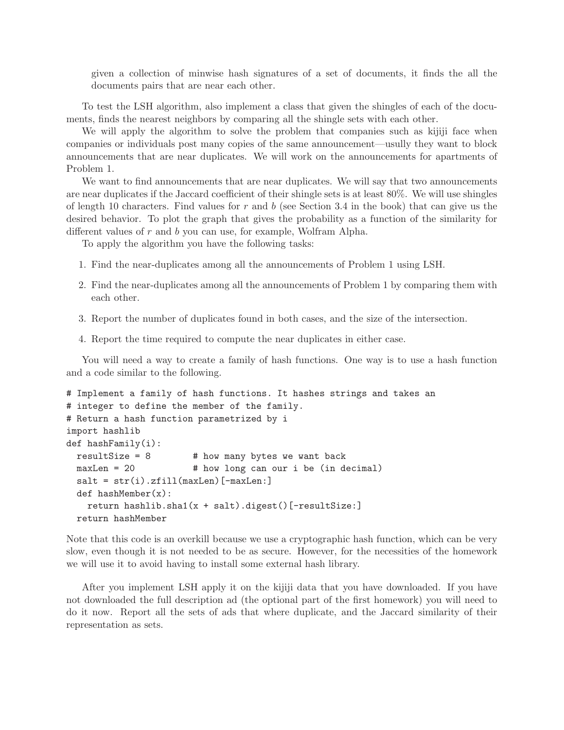given a collection of minwise hash signatures of a set of documents, it finds the all the documents pairs that are near each other.

To test the LSH algorithm, also implement a class that given the shingles of each of the documents, finds the nearest neighbors by comparing all the shingle sets with each other.

We will apply the algorithm to solve the problem that companies such as kijiji face when companies or individuals post many copies of the same announcement—usully they want to block announcements that are near duplicates. We will work on the announcements for apartments of Problem 1.

We want to find announcements that are near duplicates. We will say that two announcements are near duplicates if the Jaccard coefficient of their shingle sets is at least 80%. We will use shingles of length 10 characters. Find values for $r$ and $b$ (see Section 3.4 in the book) that can give us the desired behavior. To plot the graph that gives the probability as a function of the similarity for different values of $r$ and $b$ you can use, for example, Wolfram Alpha.

To apply the algorithm you have the following tasks:

1. Find the near-duplicates among all the announcements of Problem 1 using LSH.
2. Find the near-duplicates among all the announcements of Problem 1 by comparing them with each other.
3. Report the number of duplicates found in both cases, and the size of the intersection.
4. Report the time required to compute the near duplicates in either case.

You will need a way to create a family of hash functions. One way is to use a hash function and a code similar to the following.

```
# Implement a family of hash functions. It hashes strings and takes an
# integer to define the member of the family.
# Return a hash function parametrized by i
import hashlib
def hashFamily(i):
  resultSize = 8         # how many bytes we want back
  maxLen = 20            # how long can our i be (in decimal)
  salt = str(i).zfill(maxLen)[-maxLen:]
  def hashMember(x):
    return hashlib.sha1(x + salt).digest()[-resultSize:]
  return hashMember
```

Note that this code is an overkill because we use a cryptographic hash function, which can be very slow, even though it is not needed to be as secure. However, for the necessities of the homework we will use it to avoid having to install some external hash library.

After you implement LSH apply it on the kijiji data that you have downloaded. If you have not downloaded the full description ad (the optional part of the first homework) you will need to do it now. Report all the sets of ads that where duplicate, and the Jaccard similarity of their representation as sets.